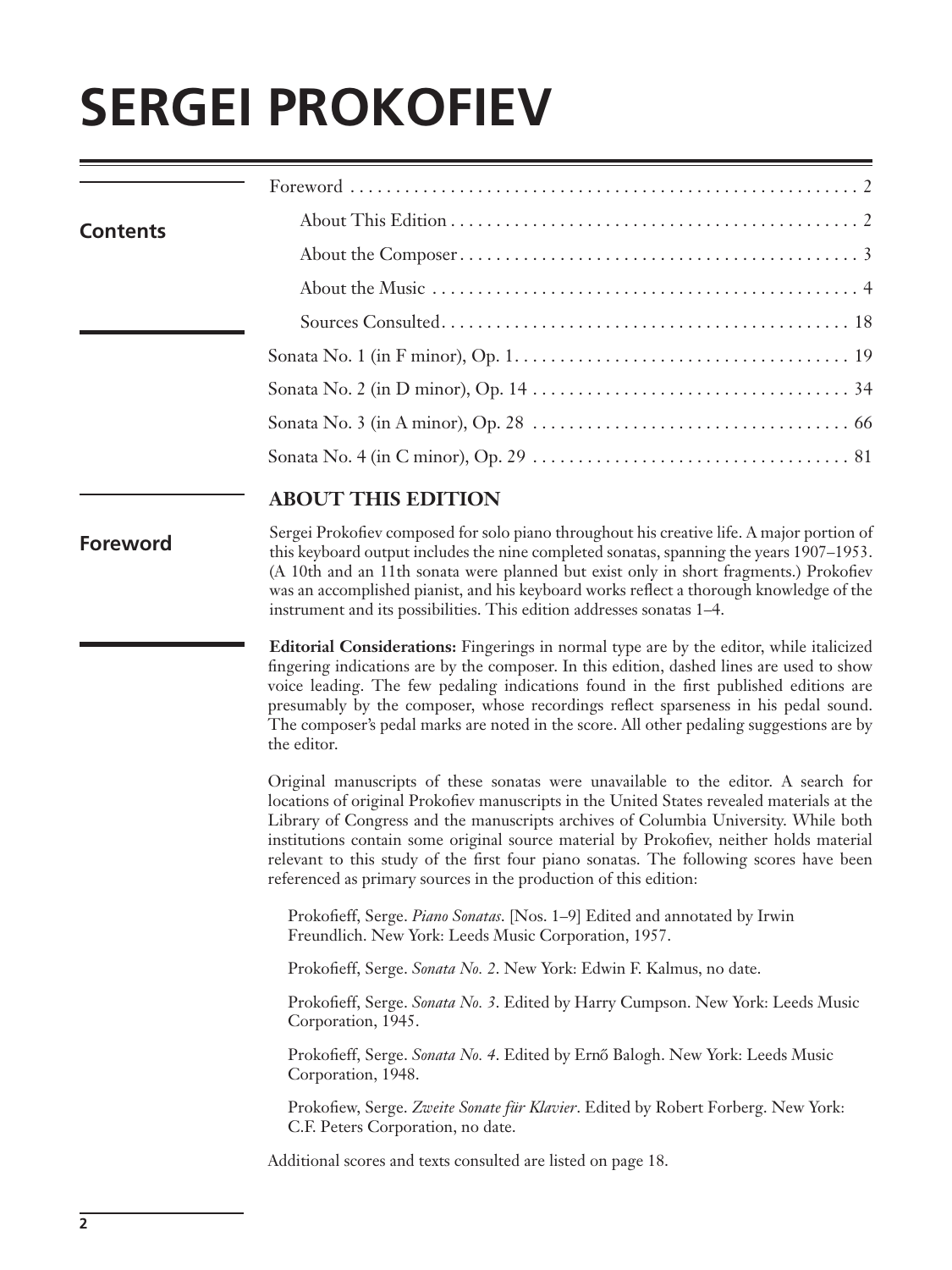# SERGEI PROKOFIEV

## Contents

- Foreword . . . . . . . . . . 2
  - About This Edition . . . . . . . . . . 2
  - About the Composer . . . . . . . . . . 3
  - About the Music . . . . . . . . . . 4
  - Sources Consulted . . . . . . . . . . 18
- Sonata No. 1 (in F minor), Op. 1 . . . . . . . . . . 19
- Sonata No. 2 (in D minor), Op. 14 . . . . . . . . . . 34
- Sonata No. 3 (in A minor), Op. 28 . . . . . . . . . . 66
- Sonata No. 4 (in C minor), Op. 29 . . . . . . . . . . 81

## Foreword

### ABOUT THIS EDITION

Sergei Prokofiev composed for solo piano throughout his creative life. A major portion of this keyboard output includes the nine completed sonatas, spanning the years 1907–1953. (A 10th and an 11th sonata were planned but exist only in short fragments.) Prokofiev was an accomplished pianist, and his keyboard works reflect a thorough knowledge of the instrument and its possibilities. This edition addresses sonatas 1–4.

**Editorial Considerations:** Fingerings in normal type are by the editor, while italicized fingering indications are by the composer. In this edition, dashed lines are used to show voice leading. The few pedaling indications found in the first published editions are presumably by the composer, whose recordings reflect sparseness in his pedal sound. The composer's pedal marks are noted in the score. All other pedaling suggestions are by the editor.

Original manuscripts of these sonatas were unavailable to the editor. A search for locations of original Prokofiev manuscripts in the United States revealed materials at the Library of Congress and the manuscripts archives of Columbia University. While both institutions contain some original source material by Prokofiev, neither holds material relevant to this study of the first four piano sonatas. The following scores have been referenced as primary sources in the production of this edition:

Prokofieff, Serge. *Piano Sonatas*. [Nos. 1–9] Edited and annotated by Irwin Freundlich. New York: Leeds Music Corporation, 1957.

Prokofieff, Serge. *Sonata No. 2*. New York: Edwin F. Kalmus, no date.

Prokofieff, Serge. *Sonata No. 3*. Edited by Harry Cumpson. New York: Leeds Music Corporation, 1945.

Prokofieff, Serge. *Sonata No. 4*. Edited by Ernő Balogh. New York: Leeds Music Corporation, 1948.

Prokofiew, Serge. *Zweite Sonate für Klavier*. Edited by Robert Forberg. New York: C.F. Peters Corporation, no date.

Additional scores and texts consulted are listed on page 18.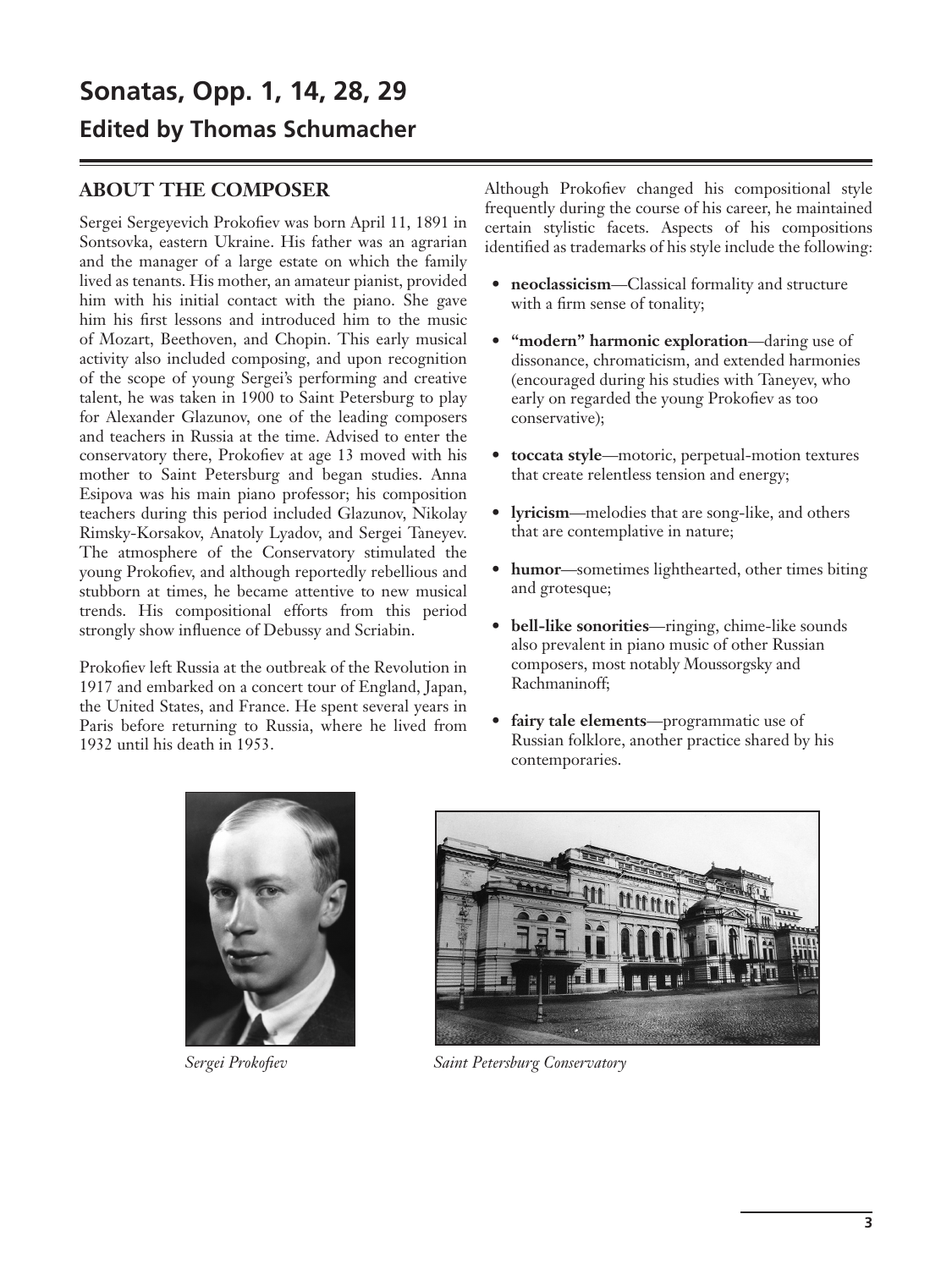# Sonatas, Opp. 1, 14, 28, 29

## Edited by Thomas Schumacher

### ABOUT THE COMPOSER

Sergei Sergeyevich Prokofiev was born April 11, 1891 in Sontsovka, eastern Ukraine. His father was an agrarian and the manager of a large estate on which the family lived as tenants. His mother, an amateur pianist, provided him with his initial contact with the piano. She gave him his first lessons and introduced him to the music of Mozart, Beethoven, and Chopin. This early musical activity also included composing, and upon recognition of the scope of young Sergei's performing and creative talent, he was taken in 1900 to Saint Petersburg to play for Alexander Glazunov, one of the leading composers and teachers in Russia at the time. Advised to enter the conservatory there, Prokofiev at age 13 moved with his mother to Saint Petersburg and began studies. Anna Esipova was his main piano professor; his composition teachers during this period included Glazunov, Nikolay Rimsky-Korsakov, Anatoly Lyadov, and Sergei Taneyev. The atmosphere of the Conservatory stimulated the young Prokofiev, and although reportedly rebellious and stubborn at times, he became attentive to new musical trends. His compositional efforts from this period strongly show influence of Debussy and Scriabin.

Prokofiev left Russia at the outbreak of the Revolution in 1917 and embarked on a concert tour of England, Japan, the United States, and France. He spent several years in Paris before returning to Russia, where he lived from 1932 until his death in 1953.

Although Prokofiev changed his compositional style frequently during the course of his career, he maintained certain stylistic facets. Aspects of his compositions identified as trademarks of his style include the following:

- **neoclassicism**—Classical formality and structure with a firm sense of tonality;
- **"modern" harmonic exploration**—daring use of dissonance, chromaticism, and extended harmonies (encouraged during his studies with Taneyev, who early on regarded the young Prokofiev as too conservative);
- **toccata style**—motoric, perpetual-motion textures that create relentless tension and energy;
- **lyricism**—melodies that are song-like, and others that are contemplative in nature;
- **humor**—sometimes lighthearted, other times biting and grotesque;
- **bell-like sonorities**—ringing, chime-like sounds also prevalent in piano music of other Russian composers, most notably Moussorgsky and Rachmaninoff;
- **fairy tale elements**—programmatic use of Russian folklore, another practice shared by his contemporaries.

*Sergei Prokofiev*

*Saint Petersburg Conservatory*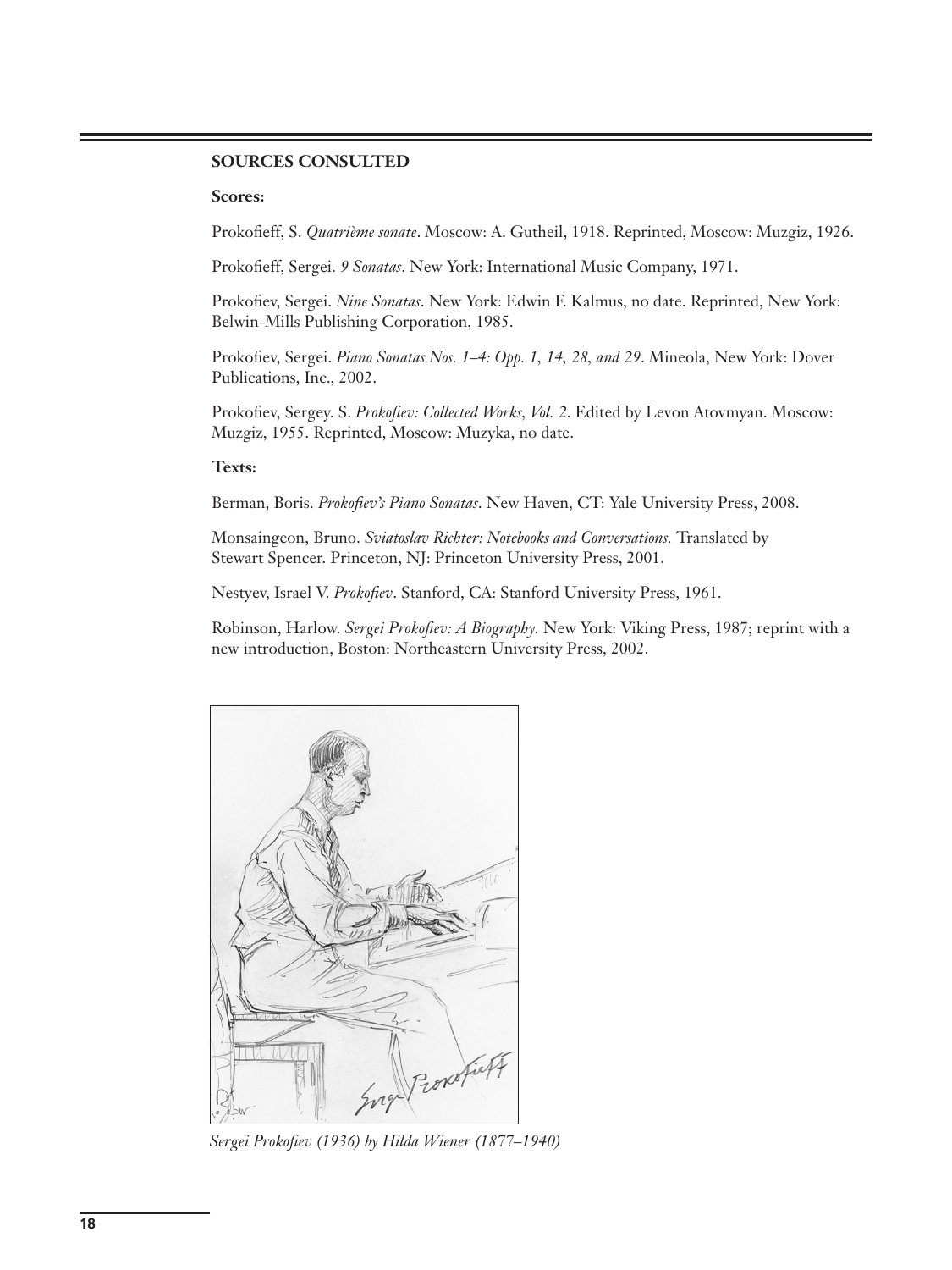**SOURCES CONSULTED**

**Scores:**

Prokofieff, S. *Quatrième sonate*. Moscow: A. Gutheil, 1918. Reprinted, Moscow: Muzgiz, 1926.

Prokofieff, Sergei. *9 Sonatas*. New York: International Music Company, 1971.

Prokofiev, Sergei. *Nine Sonatas*. New York: Edwin F. Kalmus, no date. Reprinted, New York: Belwin-Mills Publishing Corporation, 1985.

Prokofiev, Sergei. *Piano Sonatas Nos. 1–4: Opp. 1, 14, 28, and 29*. Mineola, New York: Dover Publications, Inc., 2002.

Prokofiev, Sergey. S. *Prokofiev: Collected Works, Vol. 2*. Edited by Levon Atovmyan. Moscow: Muzgiz, 1955. Reprinted, Moscow: Muzyka, no date.

**Texts:**

Berman, Boris. *Prokofiev's Piano Sonatas*. New Haven, CT: Yale University Press, 2008.

Monsaingeon, Bruno. *Sviatoslav Richter: Notebooks and Conversations.* Translated by Stewart Spencer. Princeton, NJ: Princeton University Press, 2001.

Nestyev, Israel V. *Prokofiev*. Stanford, CA: Stanford University Press, 1961.

Robinson, Harlow. *Sergei Prokofiev: A Biography.* New York: Viking Press, 1987; reprint with a new introduction, Boston: Northeastern University Press, 2002.

*Sergei Prokofiev (1936) by Hilda Wiener (1877–1940)*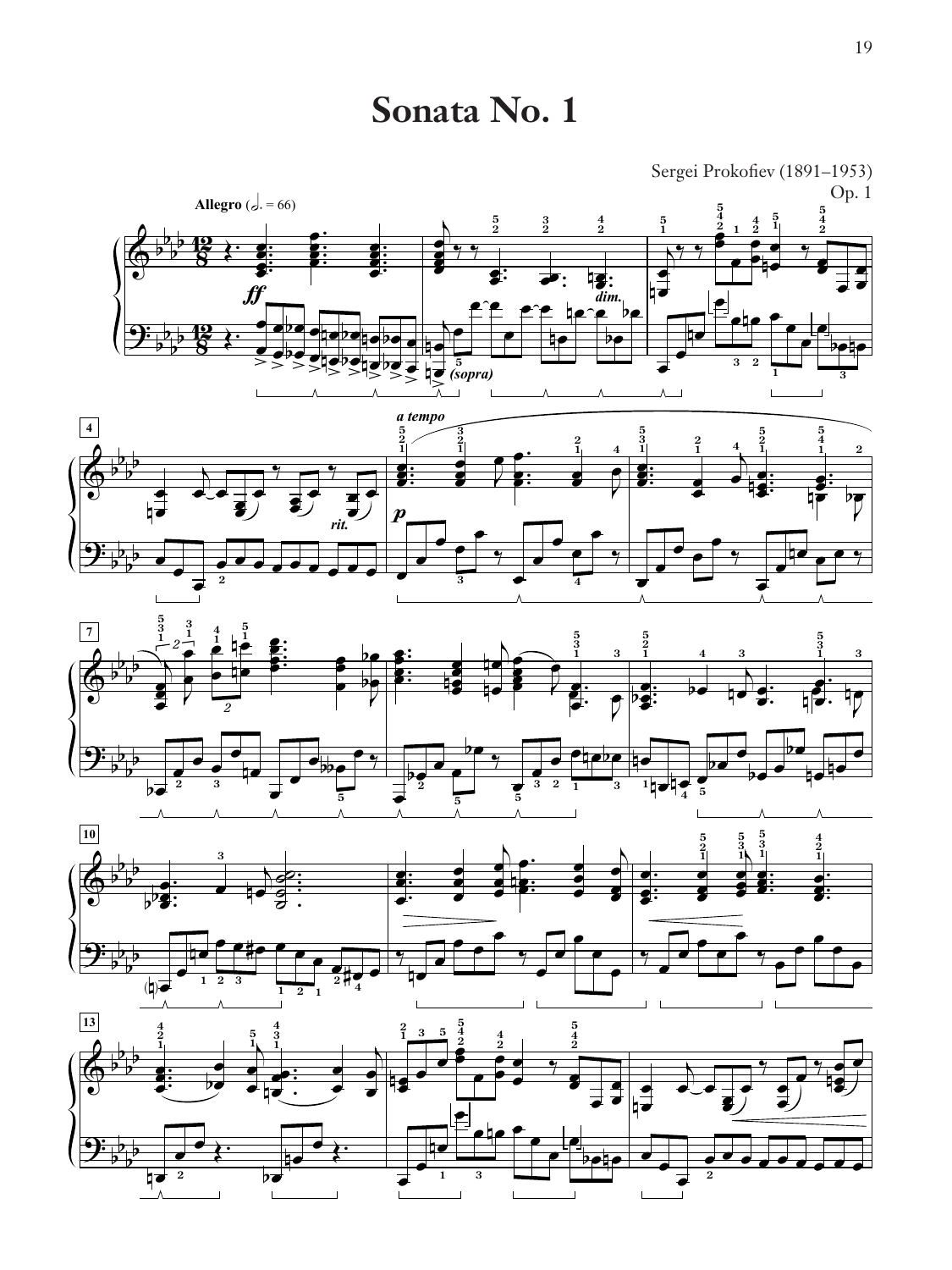# Sonata No. 1

Sergei Prokofiev (1891–1953)
Op. 1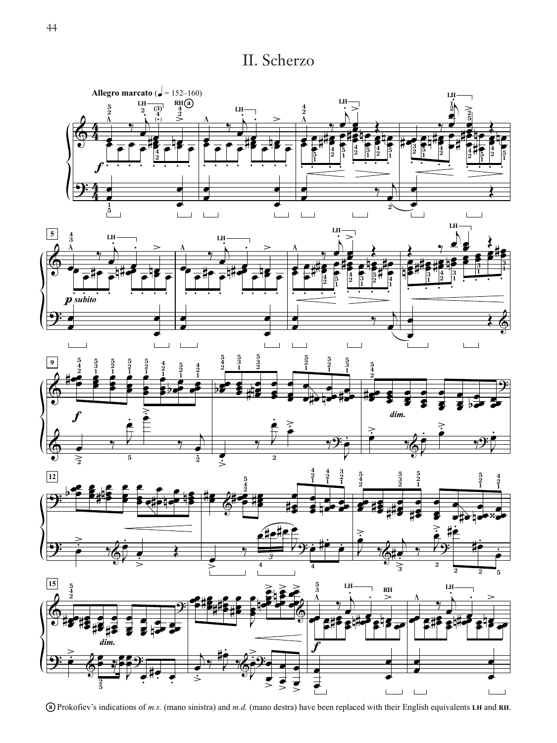# II. Scherzo

Allegro marcato (♩ = 152–160)

ⓐ Prokofiev's indications of *m.s.* (mano sinistra) and *m.d.* (mano destra) have been replaced with their English equivalents **LH** and **RH**.